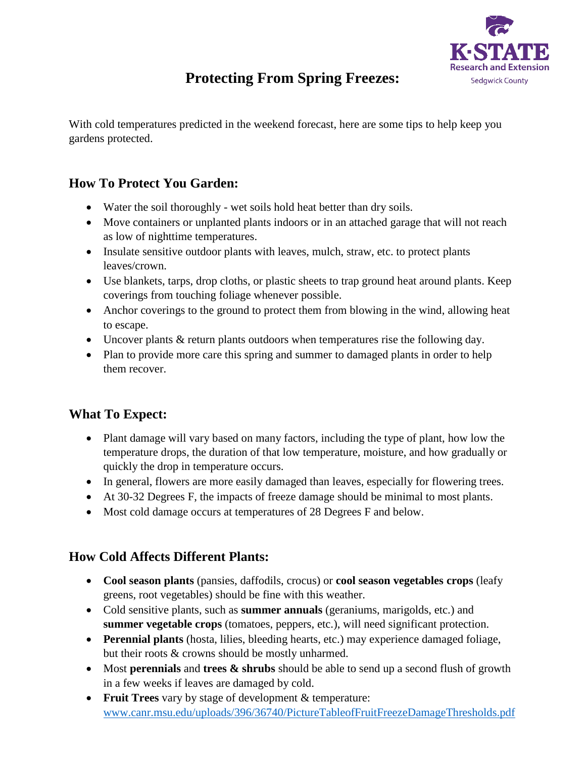K-STATE Research and Extension
Sedgwick County

# Protecting From Spring Freezes:

With cold temperatures predicted in the weekend forecast, here are some tips to help keep you gardens protected.

## How To Protect You Garden:

- Water the soil thoroughly - wet soils hold heat better than dry soils.
- Move containers or unplanted plants indoors or in an attached garage that will not reach as low of nighttime temperatures.
- Insulate sensitive outdoor plants with leaves, mulch, straw, etc. to protect plants leaves/crown.
- Use blankets, tarps, drop cloths, or plastic sheets to trap ground heat around plants. Keep coverings from touching foliage whenever possible.
- Anchor coverings to the ground to protect them from blowing in the wind, allowing heat to escape.
- Uncover plants & return plants outdoors when temperatures rise the following day.
- Plan to provide more care this spring and summer to damaged plants in order to help them recover.

## What To Expect:

- Plant damage will vary based on many factors, including the type of plant, how low the temperature drops, the duration of that low temperature, moisture, and how gradually or quickly the drop in temperature occurs.
- In general, flowers are more easily damaged than leaves, especially for flowering trees.
- At 30-32 Degrees F, the impacts of freeze damage should be minimal to most plants.
- Most cold damage occurs at temperatures of 28 Degrees F and below.

## How Cold Affects Different Plants:

- **Cool season plants** (pansies, daffodils, crocus) or **cool season vegetables crops** (leafy greens, root vegetables) should be fine with this weather.
- Cold sensitive plants, such as **summer annuals** (geraniums, marigolds, etc.) and **summer vegetable crops** (tomatoes, peppers, etc.), will need significant protection.
- **Perennial plants** (hosta, lilies, bleeding hearts, etc.) may experience damaged foliage, but their roots & crowns should be mostly unharmed.
- Most **perennials** and **trees & shrubs** should be able to send up a second flush of growth in a few weeks if leaves are damaged by cold.
- **Fruit Trees** vary by stage of development & temperature: [www.canr.msu.edu/uploads/396/36740/PictureTableofFruitFreezeDamageThresholds.pdf](www.canr.msu.edu/uploads/396/36740/PictureTableofFruitFreezeDamageThresholds.pdf)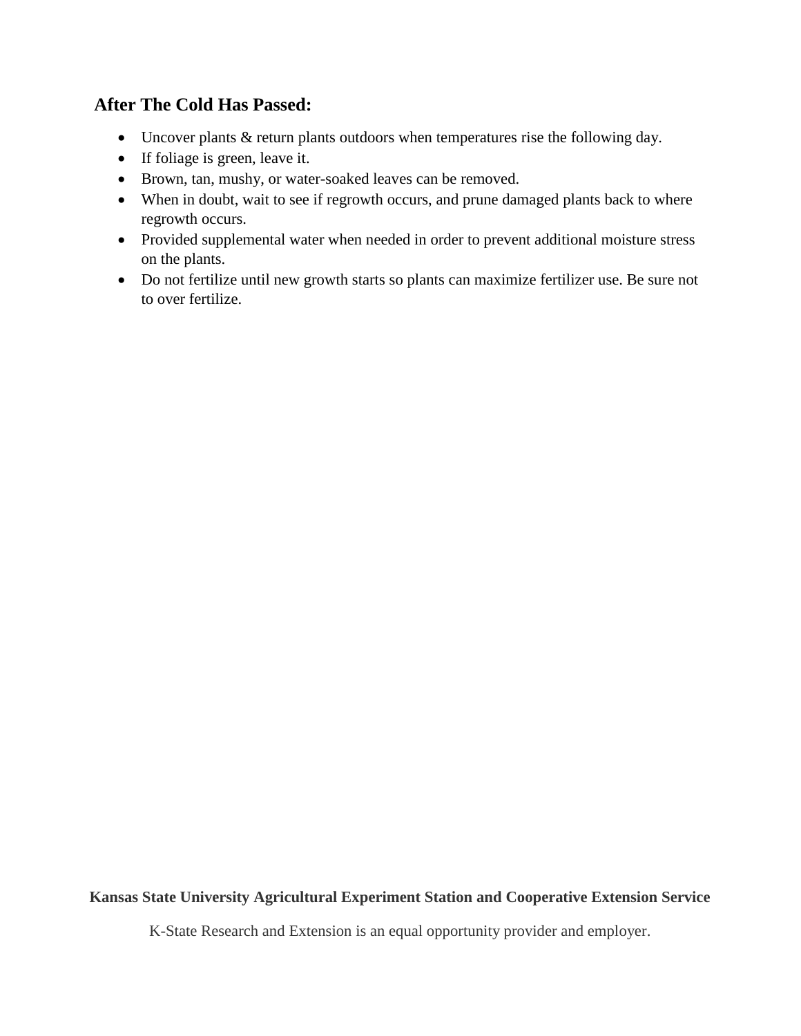## After The Cold Has Passed:

- Uncover plants & return plants outdoors when temperatures rise the following day.
- If foliage is green, leave it.
- Brown, tan, mushy, or water-soaked leaves can be removed.
- When in doubt, wait to see if regrowth occurs, and prune damaged plants back to where regrowth occurs.
- Provided supplemental water when needed in order to prevent additional moisture stress on the plants.
- Do not fertilize until new growth starts so plants can maximize fertilizer use. Be sure not to over fertilize.

**Kansas State University Agricultural Experiment Station and Cooperative Extension Service**

K-State Research and Extension is an equal opportunity provider and employer.